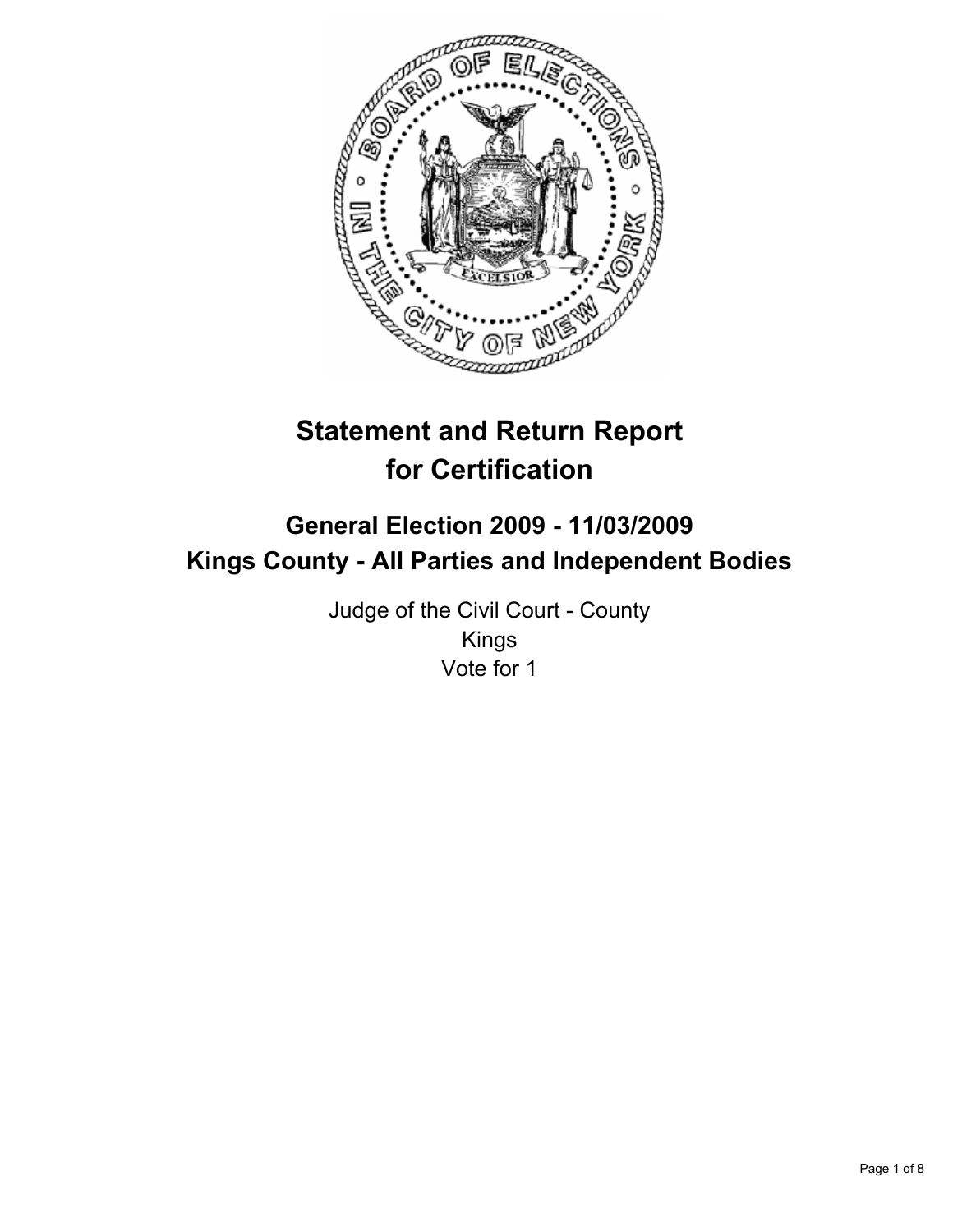# Statement and Return Report for Certification

## General Election 2009 - 11/03/2009
## Kings County - All Parties and Independent Bodies

Judge of the Civil Court - County
Kings
Vote for 1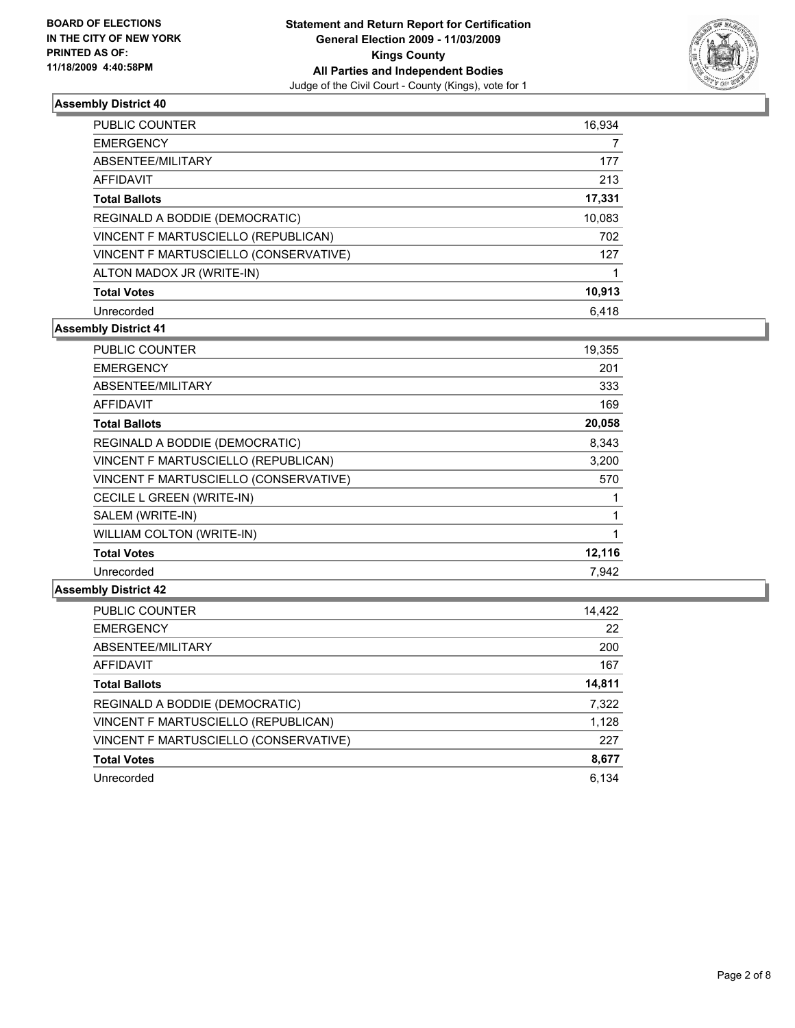**BOARD OF ELECTIONS IN THE CITY OF NEW YORK PRINTED AS OF: 11/18/2009 4:40:58PM**

**Statement and Return Report for Certification General Election 2009 - 11/03/2009 Kings County All Parties and Independent Bodies**

Judge of the Civil Court - County (Kings), vote for 1

### Assembly District 40

| | |
|---|---|
| PUBLIC COUNTER | 16,934 |
| EMERGENCY | 7 |
| ABSENTEE/MILITARY | 177 |
| AFFIDAVIT | 213 |
| **Total Ballots** | **17,331** |
| REGINALD A BODDIE (DEMOCRATIC) | 10,083 |
| VINCENT F MARTUSCIELLO (REPUBLICAN) | 702 |
| VINCENT F MARTUSCIELLO (CONSERVATIVE) | 127 |
| ALTON MADOX JR (WRITE-IN) | 1 |
| **Total Votes** | **10,913** |
| Unrecorded | 6,418 |

### Assembly District 41

| | |
|---|---|
| PUBLIC COUNTER | 19,355 |
| EMERGENCY | 201 |
| ABSENTEE/MILITARY | 333 |
| AFFIDAVIT | 169 |
| **Total Ballots** | **20,058** |
| REGINALD A BODDIE (DEMOCRATIC) | 8,343 |
| VINCENT F MARTUSCIELLO (REPUBLICAN) | 3,200 |
| VINCENT F MARTUSCIELLO (CONSERVATIVE) | 570 |
| CECILE L GREEN (WRITE-IN) | 1 |
| SALEM (WRITE-IN) | 1 |
| WILLIAM COLTON (WRITE-IN) | 1 |
| **Total Votes** | **12,116** |
| Unrecorded | 7,942 |

### Assembly District 42

| | |
|---|---|
| PUBLIC COUNTER | 14,422 |
| EMERGENCY | 22 |
| ABSENTEE/MILITARY | 200 |
| AFFIDAVIT | 167 |
| **Total Ballots** | **14,811** |
| REGINALD A BODDIE (DEMOCRATIC) | 7,322 |
| VINCENT F MARTUSCIELLO (REPUBLICAN) | 1,128 |
| VINCENT F MARTUSCIELLO (CONSERVATIVE) | 227 |
| **Total Votes** | **8,677** |
| Unrecorded | 6,134 |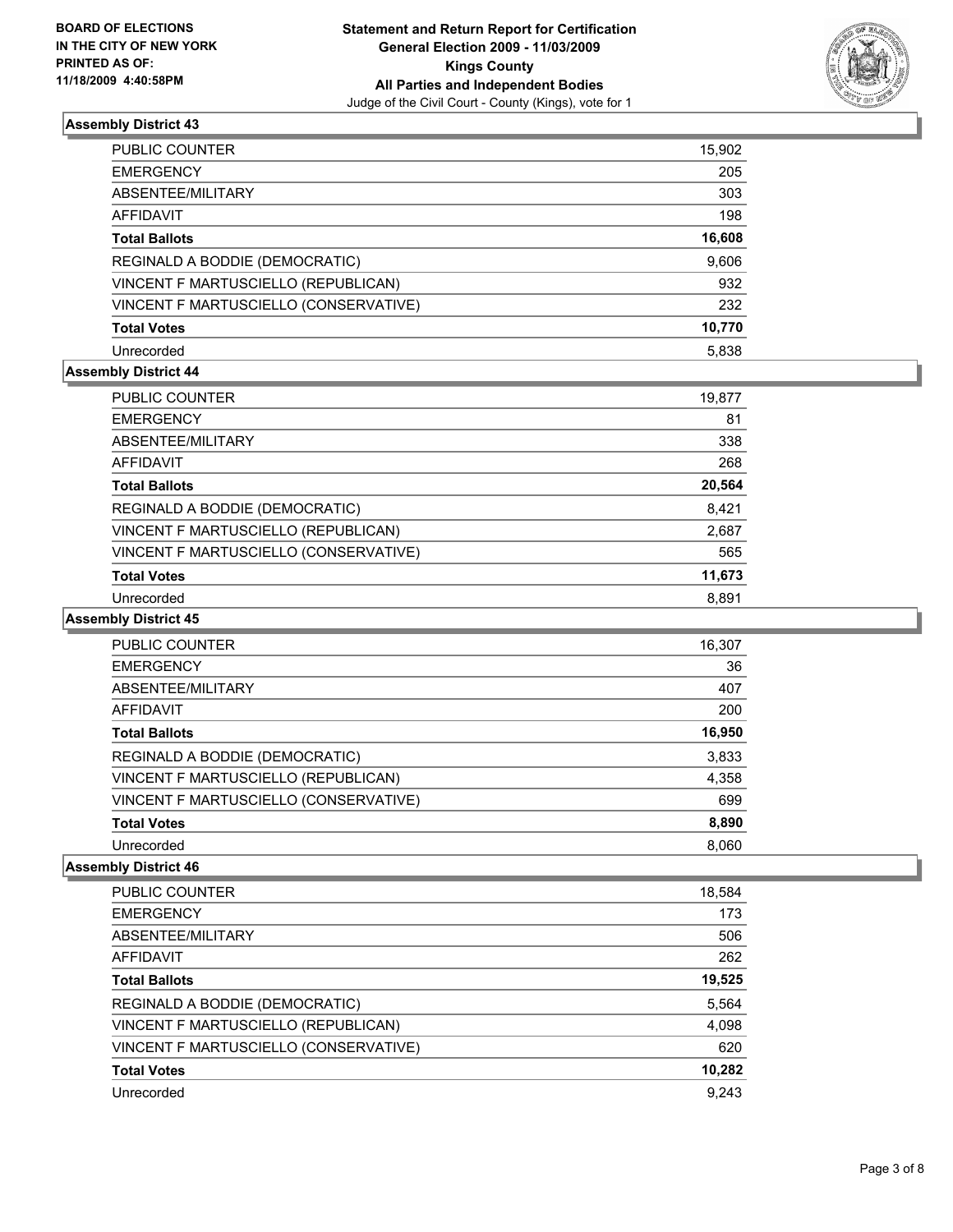**BOARD OF ELECTIONS IN THE CITY OF NEW YORK PRINTED AS OF: 11/18/2009 4:40:58PM**

**Statement and Return Report for Certification General Election 2009 - 11/03/2009 Kings County All Parties and Independent Bodies**

Judge of the Civil Court - County (Kings), vote for 1

### Assembly District 43

| | |
|---|---|
| PUBLIC COUNTER | 15,902 |
| EMERGENCY | 205 |
| ABSENTEE/MILITARY | 303 |
| AFFIDAVIT | 198 |
| **Total Ballots** | **16,608** |
| REGINALD A BODDIE (DEMOCRATIC) | 9,606 |
| VINCENT F MARTUSCIELLO (REPUBLICAN) | 932 |
| VINCENT F MARTUSCIELLO (CONSERVATIVE) | 232 |
| **Total Votes** | **10,770** |
| Unrecorded | 5,838 |

### Assembly District 44

| | |
|---|---|
| PUBLIC COUNTER | 19,877 |
| EMERGENCY | 81 |
| ABSENTEE/MILITARY | 338 |
| AFFIDAVIT | 268 |
| **Total Ballots** | **20,564** |
| REGINALD A BODDIE (DEMOCRATIC) | 8,421 |
| VINCENT F MARTUSCIELLO (REPUBLICAN) | 2,687 |
| VINCENT F MARTUSCIELLO (CONSERVATIVE) | 565 |
| **Total Votes** | **11,673** |
| Unrecorded | 8,891 |

### Assembly District 45

| | |
|---|---|
| PUBLIC COUNTER | 16,307 |
| EMERGENCY | 36 |
| ABSENTEE/MILITARY | 407 |
| AFFIDAVIT | 200 |
| **Total Ballots** | **16,950** |
| REGINALD A BODDIE (DEMOCRATIC) | 3,833 |
| VINCENT F MARTUSCIELLO (REPUBLICAN) | 4,358 |
| VINCENT F MARTUSCIELLO (CONSERVATIVE) | 699 |
| **Total Votes** | **8,890** |
| Unrecorded | 8,060 |

### Assembly District 46

| | |
|---|---|
| PUBLIC COUNTER | 18,584 |
| EMERGENCY | 173 |
| ABSENTEE/MILITARY | 506 |
| AFFIDAVIT | 262 |
| **Total Ballots** | **19,525** |
| REGINALD A BODDIE (DEMOCRATIC) | 5,564 |
| VINCENT F MARTUSCIELLO (REPUBLICAN) | 4,098 |
| VINCENT F MARTUSCIELLO (CONSERVATIVE) | 620 |
| **Total Votes** | **10,282** |
| Unrecorded | 9,243 |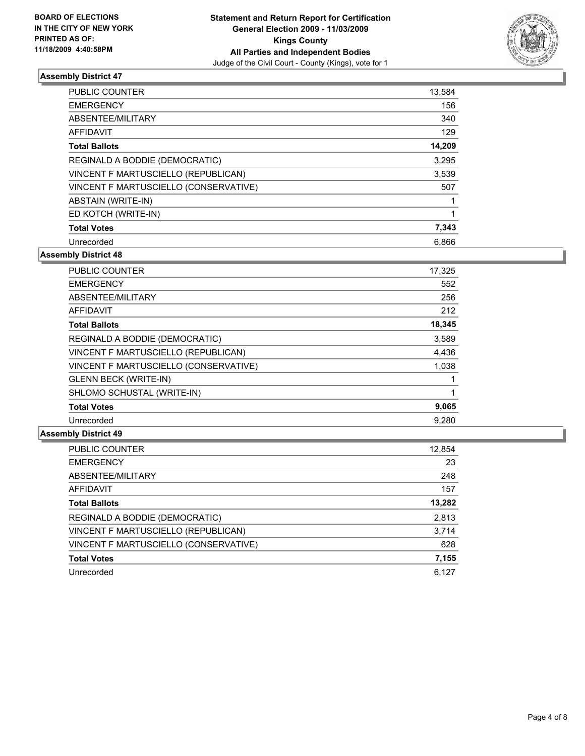BOARD OF ELECTIONS
IN THE CITY OF NEW YORK
PRINTED AS OF:
11/18/2009 4:40:58PM

**Statement and Return Report for Certification**
**General Election 2009 - 11/03/2009**
**Kings County**
**All Parties and Independent Bodies**
Judge of the Civil Court - County (Kings), vote for 1

### Assembly District 47

| | |
|---|---|
| PUBLIC COUNTER | 13,584 |
| EMERGENCY | 156 |
| ABSENTEE/MILITARY | 340 |
| AFFIDAVIT | 129 |
| **Total Ballots** | **14,209** |
| REGINALD A BODDIE (DEMOCRATIC) | 3,295 |
| VINCENT F MARTUSCIELLO (REPUBLICAN) | 3,539 |
| VINCENT F MARTUSCIELLO (CONSERVATIVE) | 507 |
| ABSTAIN (WRITE-IN) | 1 |
| ED KOTCH (WRITE-IN) | 1 |
| **Total Votes** | **7,343** |
| Unrecorded | 6,866 |

### Assembly District 48

| | |
|---|---|
| PUBLIC COUNTER | 17,325 |
| EMERGENCY | 552 |
| ABSENTEE/MILITARY | 256 |
| AFFIDAVIT | 212 |
| **Total Ballots** | **18,345** |
| REGINALD A BODDIE (DEMOCRATIC) | 3,589 |
| VINCENT F MARTUSCIELLO (REPUBLICAN) | 4,436 |
| VINCENT F MARTUSCIELLO (CONSERVATIVE) | 1,038 |
| GLENN BECK (WRITE-IN) | 1 |
| SHLOMO SCHUSTAL (WRITE-IN) | 1 |
| **Total Votes** | **9,065** |
| Unrecorded | 9,280 |

### Assembly District 49

| | |
|---|---|
| PUBLIC COUNTER | 12,854 |
| EMERGENCY | 23 |
| ABSENTEE/MILITARY | 248 |
| AFFIDAVIT | 157 |
| **Total Ballots** | **13,282** |
| REGINALD A BODDIE (DEMOCRATIC) | 2,813 |
| VINCENT F MARTUSCIELLO (REPUBLICAN) | 3,714 |
| VINCENT F MARTUSCIELLO (CONSERVATIVE) | 628 |
| **Total Votes** | **7,155** |
| Unrecorded | 6,127 |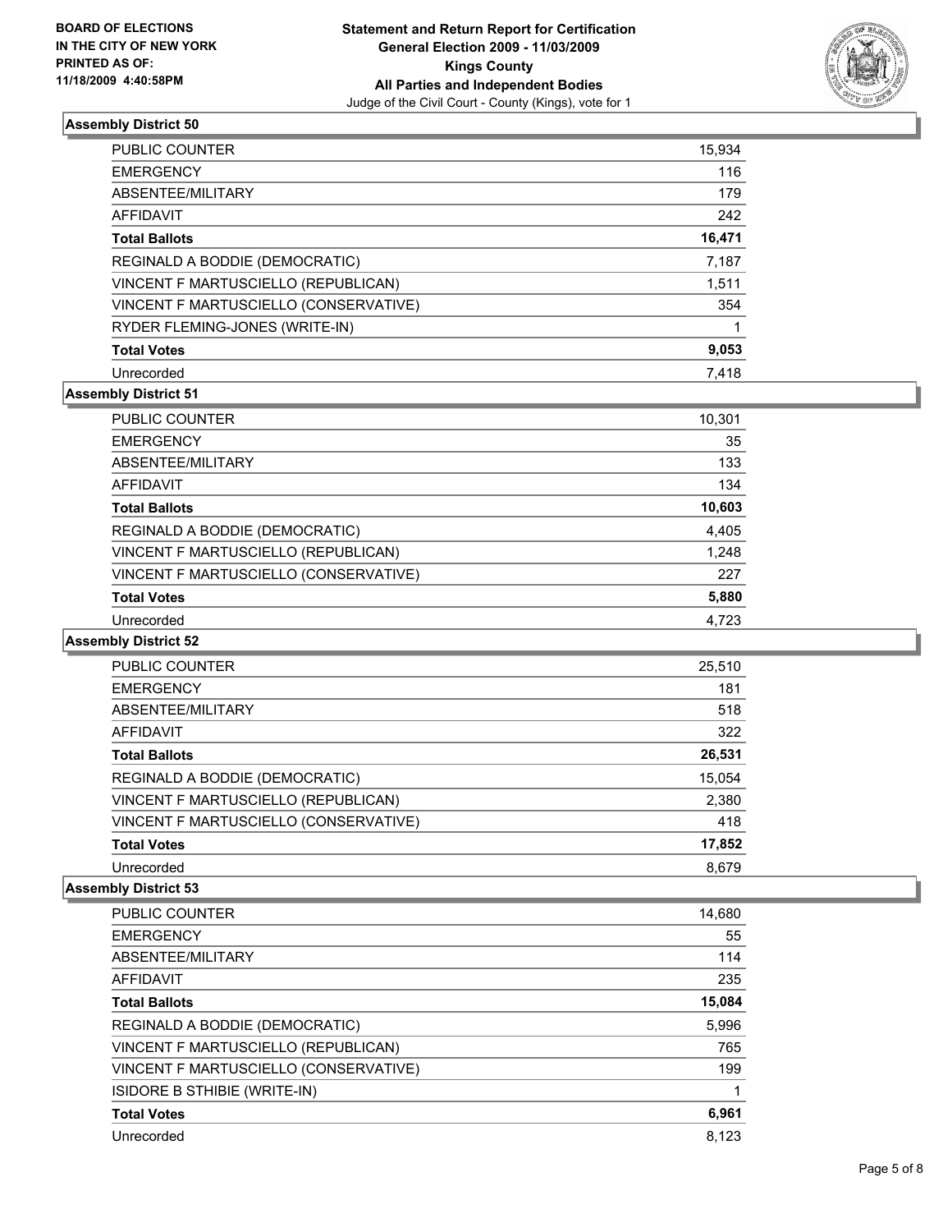BOARD OF ELECTIONS
IN THE CITY OF NEW YORK
PRINTED AS OF:
11/18/2009 4:40:58PM

**Statement and Return Report for Certification**
**General Election 2009 - 11/03/2009**
**Kings County**
**All Parties and Independent Bodies**
Judge of the Civil Court - County (Kings), vote for 1

### Assembly District 50

| | |
|---|---|
| PUBLIC COUNTER | 15,934 |
| EMERGENCY | 116 |
| ABSENTEE/MILITARY | 179 |
| AFFIDAVIT | 242 |
| **Total Ballots** | **16,471** |
| REGINALD A BODDIE (DEMOCRATIC) | 7,187 |
| VINCENT F MARTUSCIELLO (REPUBLICAN) | 1,511 |
| VINCENT F MARTUSCIELLO (CONSERVATIVE) | 354 |
| RYDER FLEMING-JONES (WRITE-IN) | 1 |
| **Total Votes** | **9,053** |
| Unrecorded | 7,418 |

### Assembly District 51

| | |
|---|---|
| PUBLIC COUNTER | 10,301 |
| EMERGENCY | 35 |
| ABSENTEE/MILITARY | 133 |
| AFFIDAVIT | 134 |
| **Total Ballots** | **10,603** |
| REGINALD A BODDIE (DEMOCRATIC) | 4,405 |
| VINCENT F MARTUSCIELLO (REPUBLICAN) | 1,248 |
| VINCENT F MARTUSCIELLO (CONSERVATIVE) | 227 |
| **Total Votes** | **5,880** |
| Unrecorded | 4,723 |

### Assembly District 52

| | |
|---|---|
| PUBLIC COUNTER | 25,510 |
| EMERGENCY | 181 |
| ABSENTEE/MILITARY | 518 |
| AFFIDAVIT | 322 |
| **Total Ballots** | **26,531** |
| REGINALD A BODDIE (DEMOCRATIC) | 15,054 |
| VINCENT F MARTUSCIELLO (REPUBLICAN) | 2,380 |
| VINCENT F MARTUSCIELLO (CONSERVATIVE) | 418 |
| **Total Votes** | **17,852** |
| Unrecorded | 8,679 |

### Assembly District 53

| | |
|---|---|
| PUBLIC COUNTER | 14,680 |
| EMERGENCY | 55 |
| ABSENTEE/MILITARY | 114 |
| AFFIDAVIT | 235 |
| **Total Ballots** | **15,084** |
| REGINALD A BODDIE (DEMOCRATIC) | 5,996 |
| VINCENT F MARTUSCIELLO (REPUBLICAN) | 765 |
| VINCENT F MARTUSCIELLO (CONSERVATIVE) | 199 |
| ISIDORE B STHIBIE (WRITE-IN) | 1 |
| **Total Votes** | **6,961** |
| Unrecorded | 8,123 |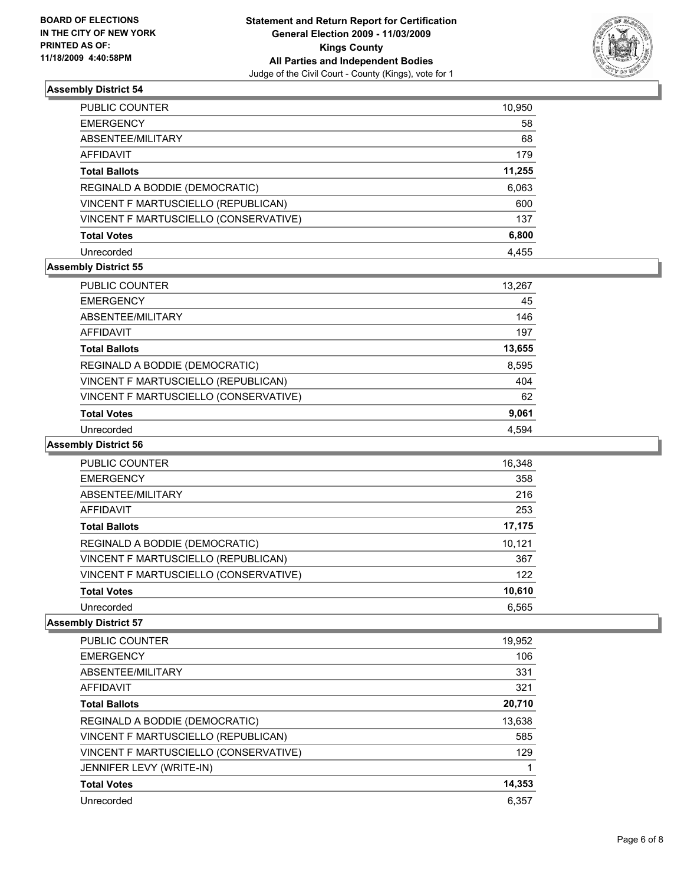**BOARD OF ELECTIONS IN THE CITY OF NEW YORK PRINTED AS OF: 11/18/2009 4:40:58PM**

**Statement and Return Report for Certification General Election 2009 - 11/03/2009 Kings County All Parties and Independent Bodies**

Judge of the Civil Court - County (Kings), vote for 1

## Assembly District 54

| | |
|---|---|
| PUBLIC COUNTER | 10,950 |
| EMERGENCY | 58 |
| ABSENTEE/MILITARY | 68 |
| AFFIDAVIT | 179 |
| **Total Ballots** | **11,255** |
| REGINALD A BODDIE (DEMOCRATIC) | 6,063 |
| VINCENT F MARTUSCIELLO (REPUBLICAN) | 600 |
| VINCENT F MARTUSCIELLO (CONSERVATIVE) | 137 |
| **Total Votes** | **6,800** |
| Unrecorded | 4,455 |

## Assembly District 55

| | |
|---|---|
| PUBLIC COUNTER | 13,267 |
| EMERGENCY | 45 |
| ABSENTEE/MILITARY | 146 |
| AFFIDAVIT | 197 |
| **Total Ballots** | **13,655** |
| REGINALD A BODDIE (DEMOCRATIC) | 8,595 |
| VINCENT F MARTUSCIELLO (REPUBLICAN) | 404 |
| VINCENT F MARTUSCIELLO (CONSERVATIVE) | 62 |
| **Total Votes** | **9,061** |
| Unrecorded | 4,594 |

## Assembly District 56

| | |
|---|---|
| PUBLIC COUNTER | 16,348 |
| EMERGENCY | 358 |
| ABSENTEE/MILITARY | 216 |
| AFFIDAVIT | 253 |
| **Total Ballots** | **17,175** |
| REGINALD A BODDIE (DEMOCRATIC) | 10,121 |
| VINCENT F MARTUSCIELLO (REPUBLICAN) | 367 |
| VINCENT F MARTUSCIELLO (CONSERVATIVE) | 122 |
| **Total Votes** | **10,610** |
| Unrecorded | 6,565 |

## Assembly District 57

| | |
|---|---|
| PUBLIC COUNTER | 19,952 |
| EMERGENCY | 106 |
| ABSENTEE/MILITARY | 331 |
| AFFIDAVIT | 321 |
| **Total Ballots** | **20,710** |
| REGINALD A BODDIE (DEMOCRATIC) | 13,638 |
| VINCENT F MARTUSCIELLO (REPUBLICAN) | 585 |
| VINCENT F MARTUSCIELLO (CONSERVATIVE) | 129 |
| JENNIFER LEVY (WRITE-IN) | 1 |
| **Total Votes** | **14,353** |
| Unrecorded | 6,357 |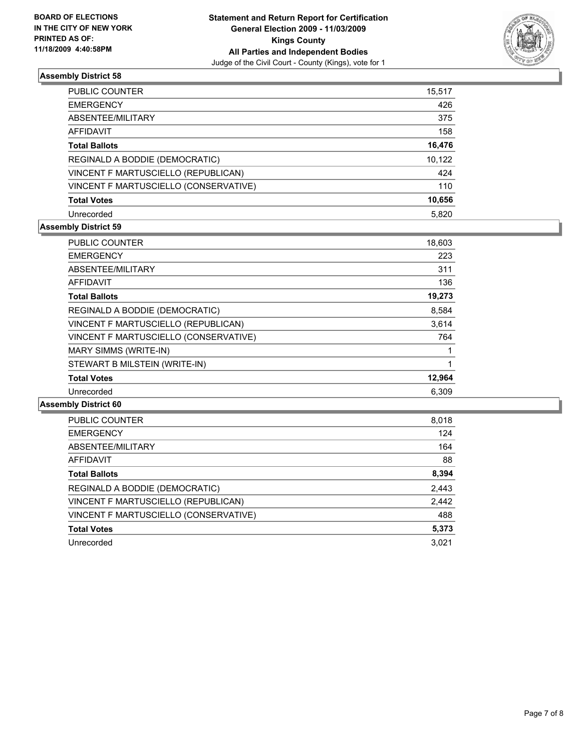**BOARD OF ELECTIONS IN THE CITY OF NEW YORK PRINTED AS OF: 11/18/2009 4:40:58PM**

**Statement and Return Report for Certification**
**General Election 2009 - 11/03/2009**
**Kings County**
**All Parties and Independent Bodies**
Judge of the Civil Court - County (Kings), vote for 1

### Assembly District 58

| | |
|---|---|
| PUBLIC COUNTER | 15,517 |
| EMERGENCY | 426 |
| ABSENTEE/MILITARY | 375 |
| AFFIDAVIT | 158 |
| **Total Ballots** | **16,476** |
| REGINALD A BODDIE (DEMOCRATIC) | 10,122 |
| VINCENT F MARTUSCIELLO (REPUBLICAN) | 424 |
| VINCENT F MARTUSCIELLO (CONSERVATIVE) | 110 |
| **Total Votes** | **10,656** |
| Unrecorded | 5,820 |

### Assembly District 59

| | |
|---|---|
| PUBLIC COUNTER | 18,603 |
| EMERGENCY | 223 |
| ABSENTEE/MILITARY | 311 |
| AFFIDAVIT | 136 |
| **Total Ballots** | **19,273** |
| REGINALD A BODDIE (DEMOCRATIC) | 8,584 |
| VINCENT F MARTUSCIELLO (REPUBLICAN) | 3,614 |
| VINCENT F MARTUSCIELLO (CONSERVATIVE) | 764 |
| MARY SIMMS (WRITE-IN) | 1 |
| STEWART B MILSTEIN (WRITE-IN) | 1 |
| **Total Votes** | **12,964** |
| Unrecorded | 6,309 |

### Assembly District 60

| | |
|---|---|
| PUBLIC COUNTER | 8,018 |
| EMERGENCY | 124 |
| ABSENTEE/MILITARY | 164 |
| AFFIDAVIT | 88 |
| **Total Ballots** | **8,394** |
| REGINALD A BODDIE (DEMOCRATIC) | 2,443 |
| VINCENT F MARTUSCIELLO (REPUBLICAN) | 2,442 |
| VINCENT F MARTUSCIELLO (CONSERVATIVE) | 488 |
| **Total Votes** | **5,373** |
| Unrecorded | 3,021 |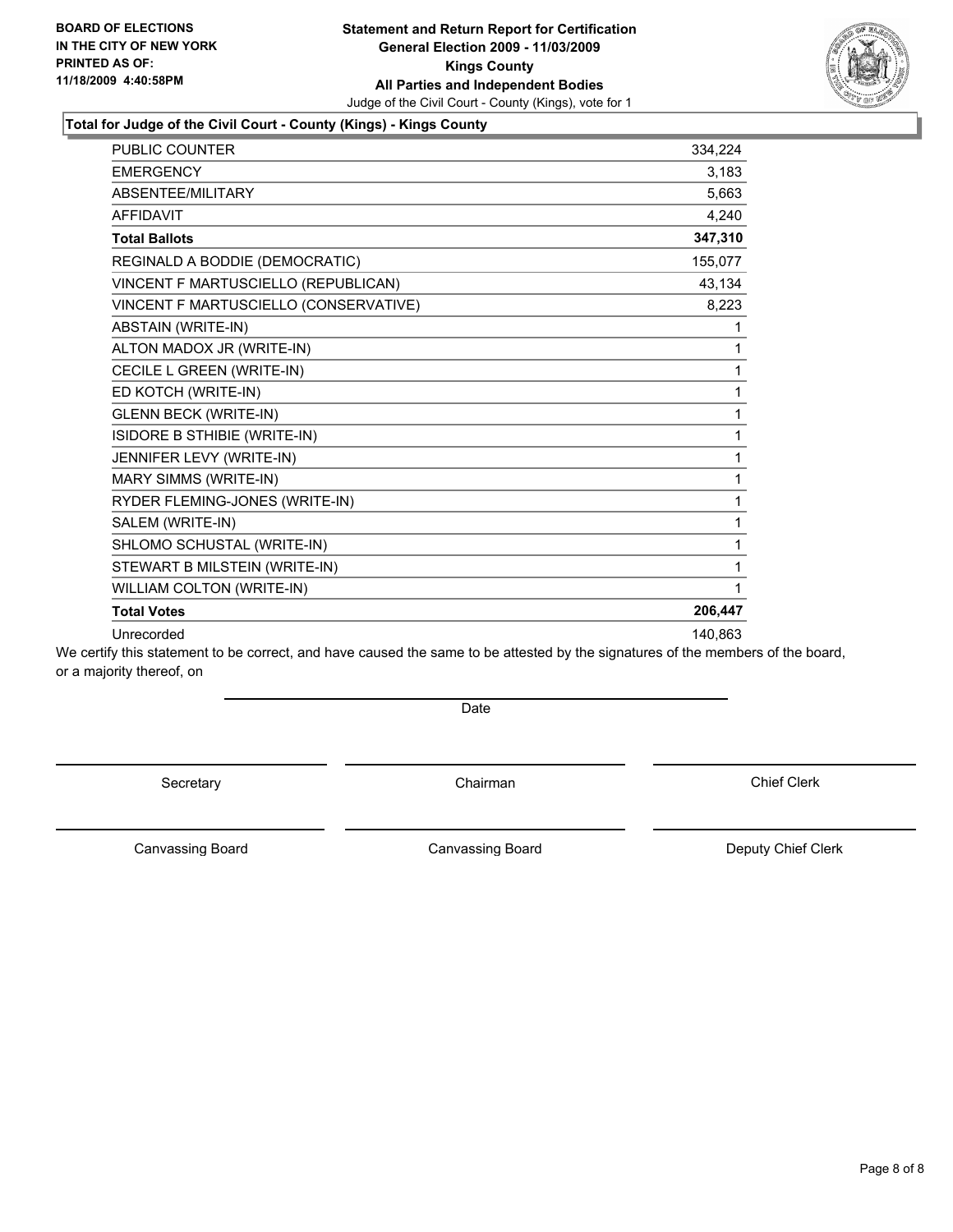**BOARD OF ELECTIONS IN THE CITY OF NEW YORK PRINTED AS OF: 11/18/2009 4:40:58PM**

**Statement and Return Report for Certification General Election 2009 - 11/03/2009 Kings County All Parties and Independent Bodies**

Judge of the Civil Court - County (Kings), vote for 1

**Total for Judge of the Civil Court - County (Kings) - Kings County**

| | |
|---|---|
| PUBLIC COUNTER | 334,224 |
| EMERGENCY | 3,183 |
| ABSENTEE/MILITARY | 5,663 |
| AFFIDAVIT | 4,240 |
| **Total Ballots** | **347,310** |
| REGINALD A BODDIE (DEMOCRATIC) | 155,077 |
| VINCENT F MARTUSCIELLO (REPUBLICAN) | 43,134 |
| VINCENT F MARTUSCIELLO (CONSERVATIVE) | 8,223 |
| ABSTAIN (WRITE-IN) | 1 |
| ALTON MADOX JR (WRITE-IN) | 1 |
| CECILE L GREEN (WRITE-IN) | 1 |
| ED KOTCH (WRITE-IN) | 1 |
| GLENN BECK (WRITE-IN) | 1 |
| ISIDORE B STHIBIE (WRITE-IN) | 1 |
| JENNIFER LEVY (WRITE-IN) | 1 |
| MARY SIMMS (WRITE-IN) | 1 |
| RYDER FLEMING-JONES (WRITE-IN) | 1 |
| SALEM (WRITE-IN) | 1 |
| SHLOMO SCHUSTAL (WRITE-IN) | 1 |
| STEWART B MILSTEIN (WRITE-IN) | 1 |
| WILLIAM COLTON (WRITE-IN) | 1 |
| **Total Votes** | **206,447** |
| Unrecorded | 140,863 |

We certify this statement to be correct, and have caused the same to be attested by the signatures of the members of the board, or a majority thereof, on

Date

Secretary

Chairman

Chief Clerk

Canvassing Board

Canvassing Board

Deputy Chief Clerk